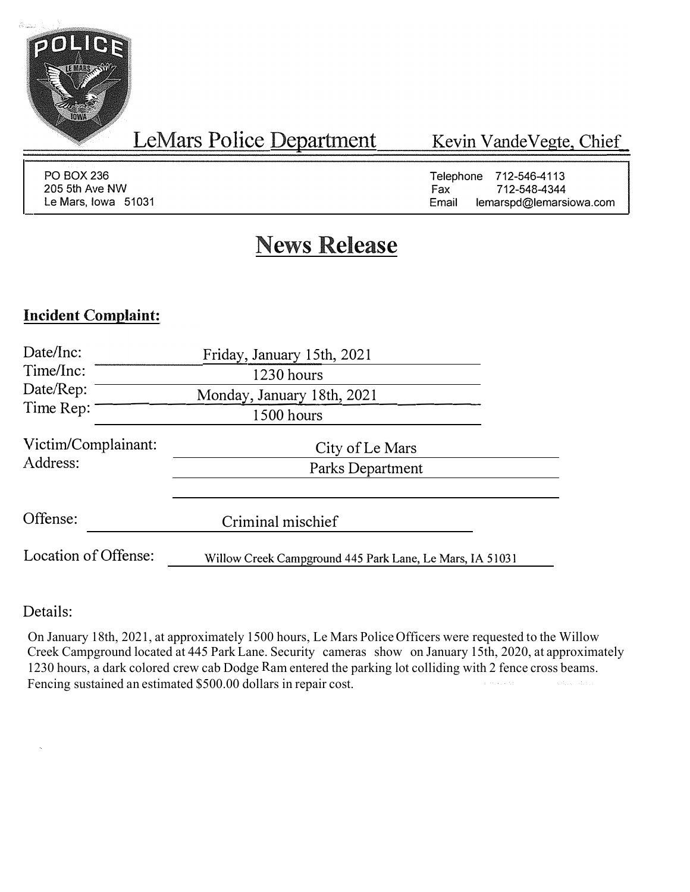POLICE
LE MARS
IOWA

# LeMars Police Department

Kevin VandeVegte, Chief

PO BOX 236
205 5th Ave NW
Le Mars, Iowa 51031

Telephone 712-546-4113
Fax 712-548-4344
Email lemarspd@lemarsiowa.com

## News Release

### Incident Complaint:

Date/Inc: Friday, January 15th, 2021
Time/Inc: 1230 hours
Date/Rep: Monday, January 18th, 2021
Time Rep: 1500 hours

Victim/Complainant: City of Le Mars
Address: Parks Department

Offense: Criminal mischief

Location of Offense: Willow Creek Campground 445 Park Lane, Le Mars, IA 51031

Details:

On January 18th, 2021, at approximately 1500 hours, Le Mars Police Officers were requested to the Willow Creek Campground located at 445 Park Lane. Security cameras show on January 15th, 2020, at approximately 1230 hours, a dark colored crew cab Dodge Ram entered the parking lot colliding with 2 fence cross beams. Fencing sustained an estimated $500.00 dollars in repair cost.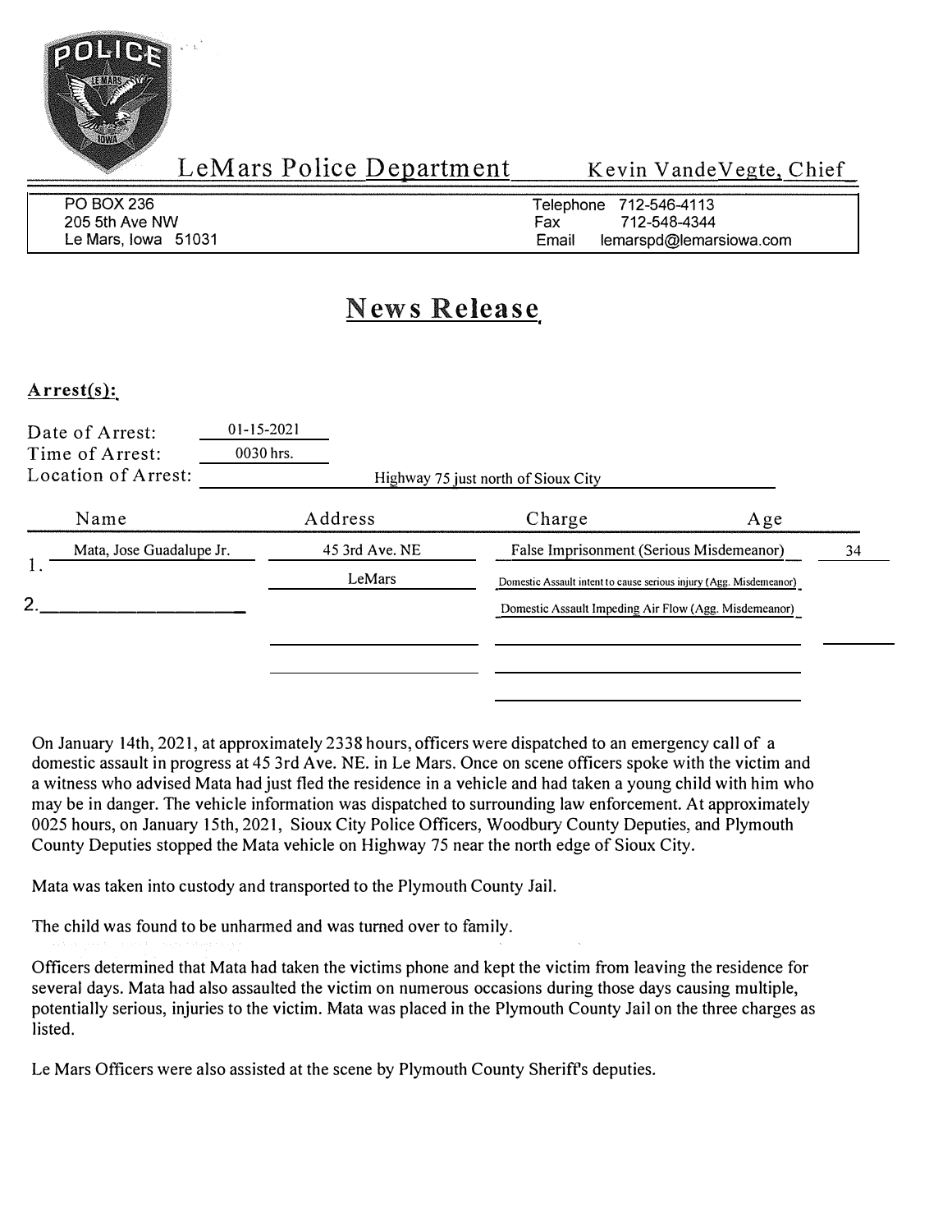POLICE
LE MARS
IOWA

LeMars Police Department — Kevin VandeVegte, Chief

PO BOX 236
205 5th Ave NW
Le Mars, Iowa 51031

Telephone 712-546-4113
Fax 712-548-4344
Email lemarspd@lemarsiowa.com

# News Release

## Arrest(s):

Date of Arrest: 01-15-2021
Time of Arrest: 0030 hrs.
Location of Arrest: Highway 75 just north of Sioux City

| | Name | Address | Charge | Age |
|---|---|---|---|---|
| 1. | Mata, Jose Guadalupe Jr. | 45 3rd Ave. NE | False Imprisonment (Serious Misdemeanor) | 34 |
| | | LeMars | Domestic Assault intent to cause serious injury (Agg. Misdemeanor) | |
| 2. | | | Domestic Assault Impeding Air Flow (Agg. Misdemeanor) | |

On January 14th, 2021, at approximately 2338 hours, officers were dispatched to an emergency call of a domestic assault in progress at 45 3rd Ave. NE. in Le Mars. Once on scene officers spoke with the victim and a witness who advised Mata had just fled the residence in a vehicle and had taken a young child with him who may be in danger. The vehicle information was dispatched to surrounding law enforcement. At approximately 0025 hours, on January 15th, 2021, Sioux City Police Officers, Woodbury County Deputies, and Plymouth County Deputies stopped the Mata vehicle on Highway 75 near the north edge of Sioux City.

Mata was taken into custody and transported to the Plymouth County Jail.

The child was found to be unharmed and was turned over to family.

Officers determined that Mata had taken the victims phone and kept the victim from leaving the residence for several days. Mata had also assaulted the victim on numerous occasions during those days causing multiple, potentially serious, injuries to the victim. Mata was placed in the Plymouth County Jail on the three charges as listed.

Le Mars Officers were also assisted at the scene by Plymouth County Sheriff's deputies.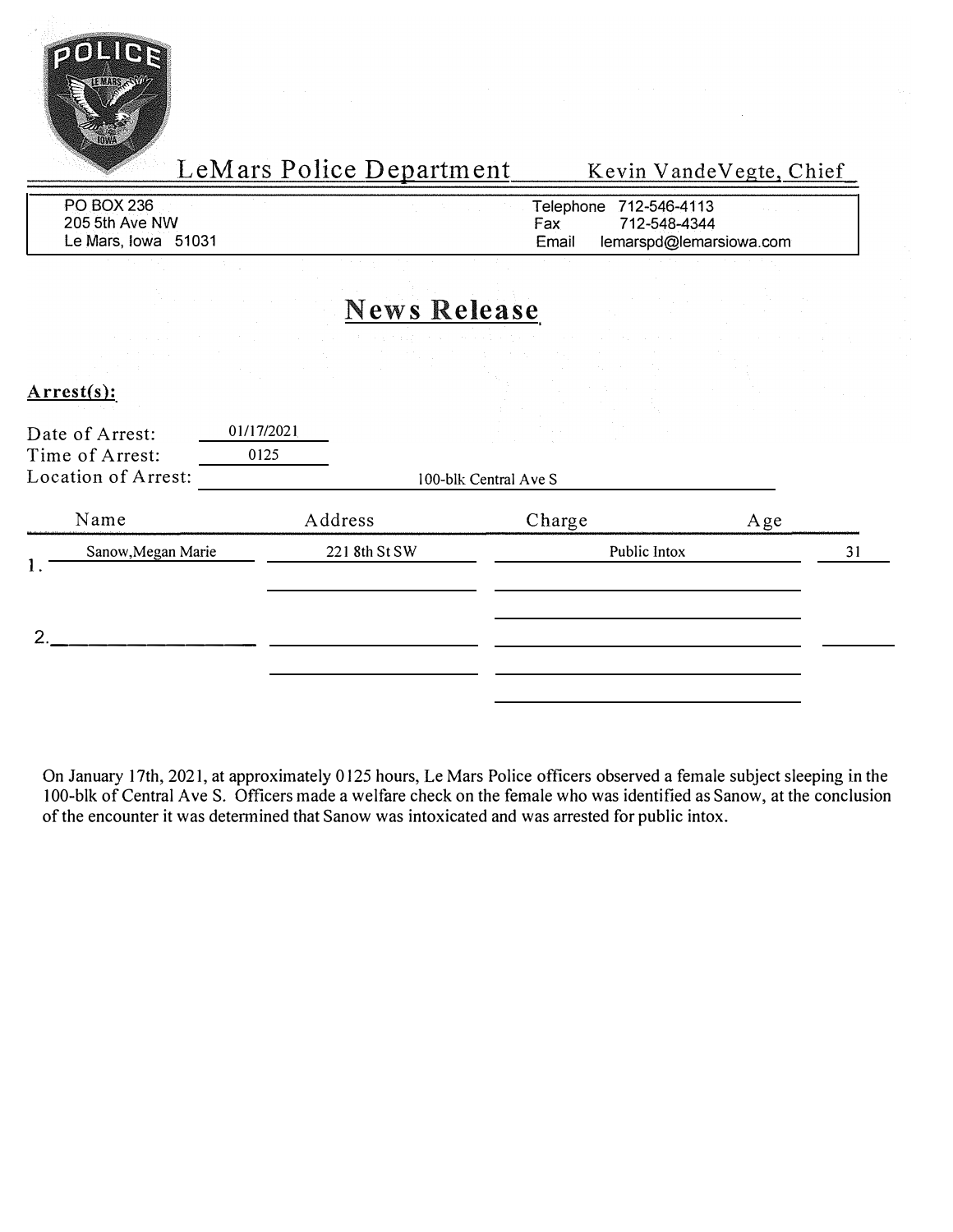LeMars Police Department — Kevin VandeVegte, Chief

PO BOX 236
205 5th Ave NW
Le Mars, Iowa 51031

Telephone 712-546-4113
Fax 712-548-4344
Email lemarspd@lemarsiowa.com

# News Release

**Arrest(s):**

Date of Arrest: 01/17/2021
Time of Arrest: 0125
Location of Arrest: 100-blk Central Ave S

| | Name | Address | Charge | Age |
|---|---|---|---|---|
| 1. | Sanow,Megan Marie | 221 8th St SW | Public Intox | 31 |
| 2. | | | | |

On January 17th, 2021, at approximately 0125 hours, Le Mars Police officers observed a female subject sleeping in the 100-blk of Central Ave S. Officers made a welfare check on the female who was identified as Sanow, at the conclusion of the encounter it was determined that Sanow was intoxicated and was arrested for public intox.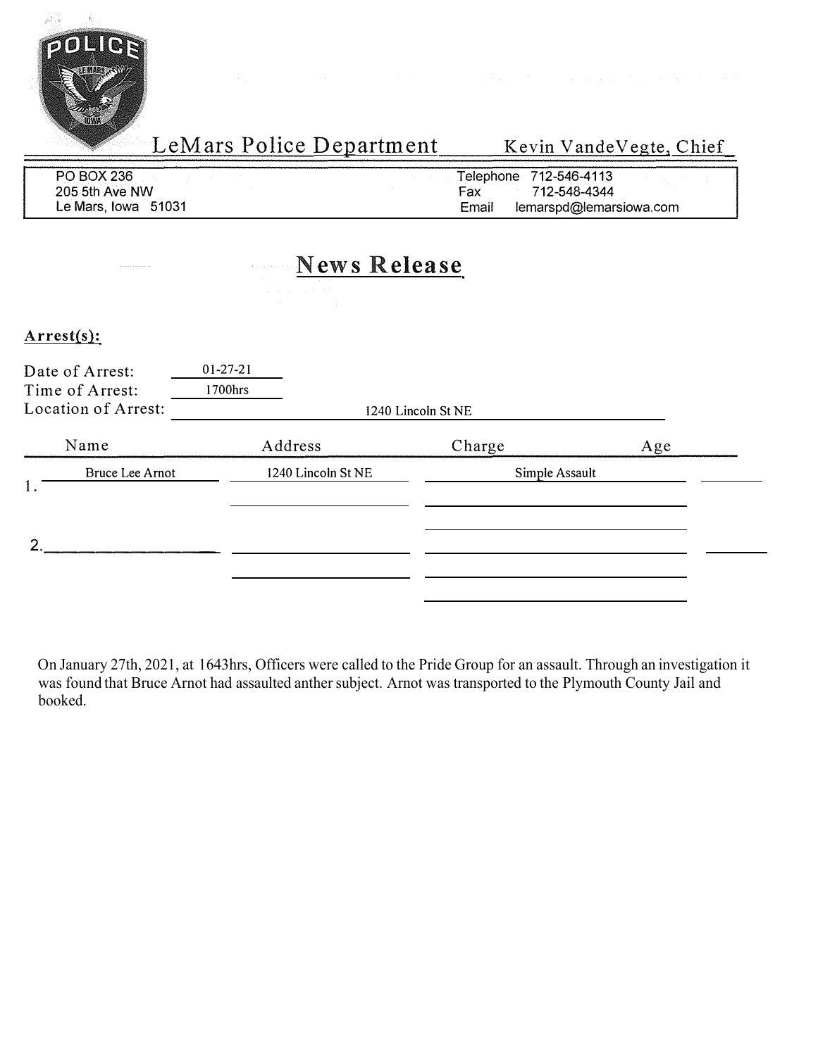# LeMars Police Department

Kevin VandeVegte, Chief

PO BOX 236
205 5th Ave NW
Le Mars, Iowa 51031

Telephone 712-546-4113
Fax 712-548-4344
Email lemarspd@lemarsiowa.com

## News Release

**Arrest(s):**

Date of Arrest: 01-27-21
Time of Arrest: 1700hrs
Location of Arrest: 1240 Lincoln St NE

| | Name | Address | Charge | Age |
|---|---|---|---|---|
| 1. | Bruce Lee Arnot | 1240 Lincoln St NE | Simple Assault | |
| 2. | | | | |

On January 27th, 2021, at 1643hrs, Officers were called to the Pride Group for an assault. Through an investigation it was found that Bruce Arnot had assaulted anther subject. Arnot was transported to the Plymouth County Jail and booked.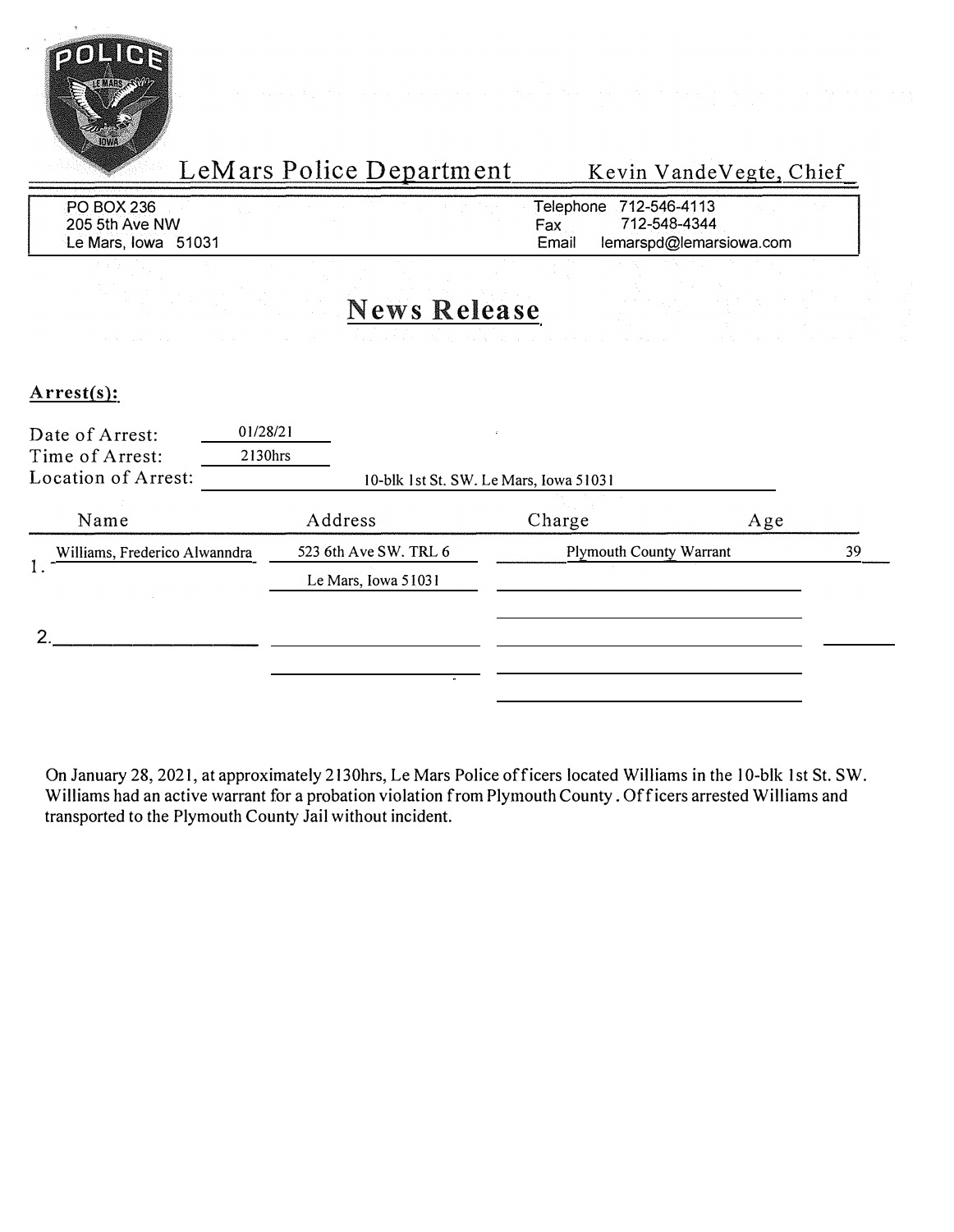# LeMars Police Department

Kevin VandeVegte, Chief

PO BOX 236
205 5th Ave NW
Le Mars, Iowa 51031

Telephone 712-546-4113
Fax 712-548-4344
Email lemarspd@lemarsiowa.com

## News Release

**Arrest(s):**

Date of Arrest: 01/28/21
Time of Arrest: 2130hrs
Location of Arrest: 10-blk 1st St. SW. Le Mars, Iowa 51031

| | Name | Address | Charge | Age |
|---|---|---|---|---|
| 1. | Williams, Frederico Alwanndra | 523 6th Ave SW. TRL 6 | Plymouth County Warrant | 39 |
| | | Le Mars, Iowa 51031 | | |
| 2. | | | | |

On January 28, 2021, at approximately 2130hrs, Le Mars Police officers located Williams in the 10-blk 1st St. SW. Williams had an active warrant for a probation violation from Plymouth County. Officers arrested Williams and transported to the Plymouth County Jail without incident.